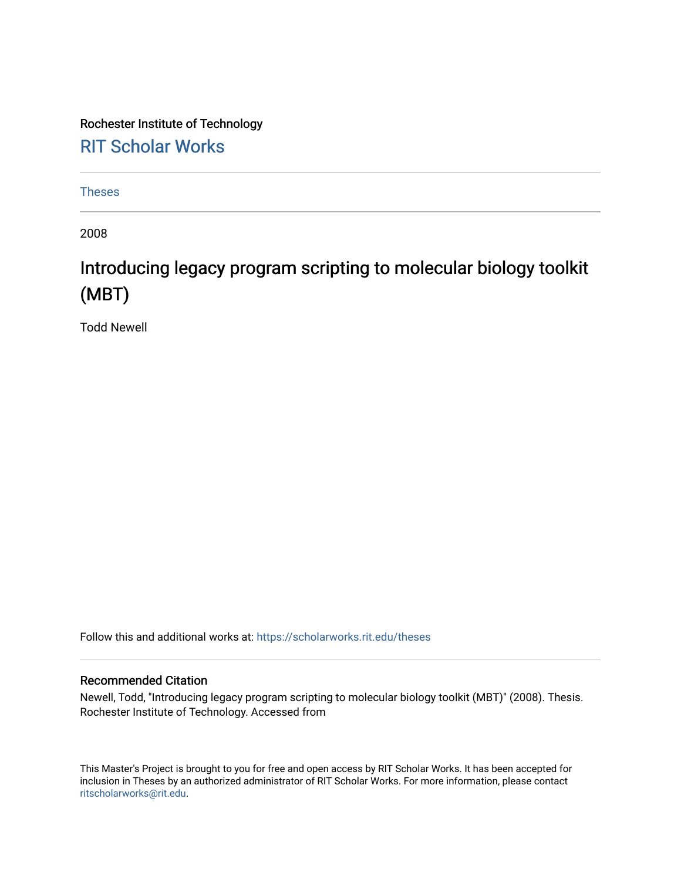Rochester Institute of Technology

RIT Scholar Works

Theses

2008

# Introducing legacy program scripting to molecular biology toolkit (MBT)

Todd Newell

Follow this and additional works at: https://scholarworks.rit.edu/theses

## Recommended Citation

Newell, Todd, "Introducing legacy program scripting to molecular biology toolkit (MBT)" (2008). Thesis. Rochester Institute of Technology. Accessed from

This Master's Project is brought to you for free and open access by RIT Scholar Works. It has been accepted for inclusion in Theses by an authorized administrator of RIT Scholar Works. For more information, please contact ritscholarworks@rit.edu.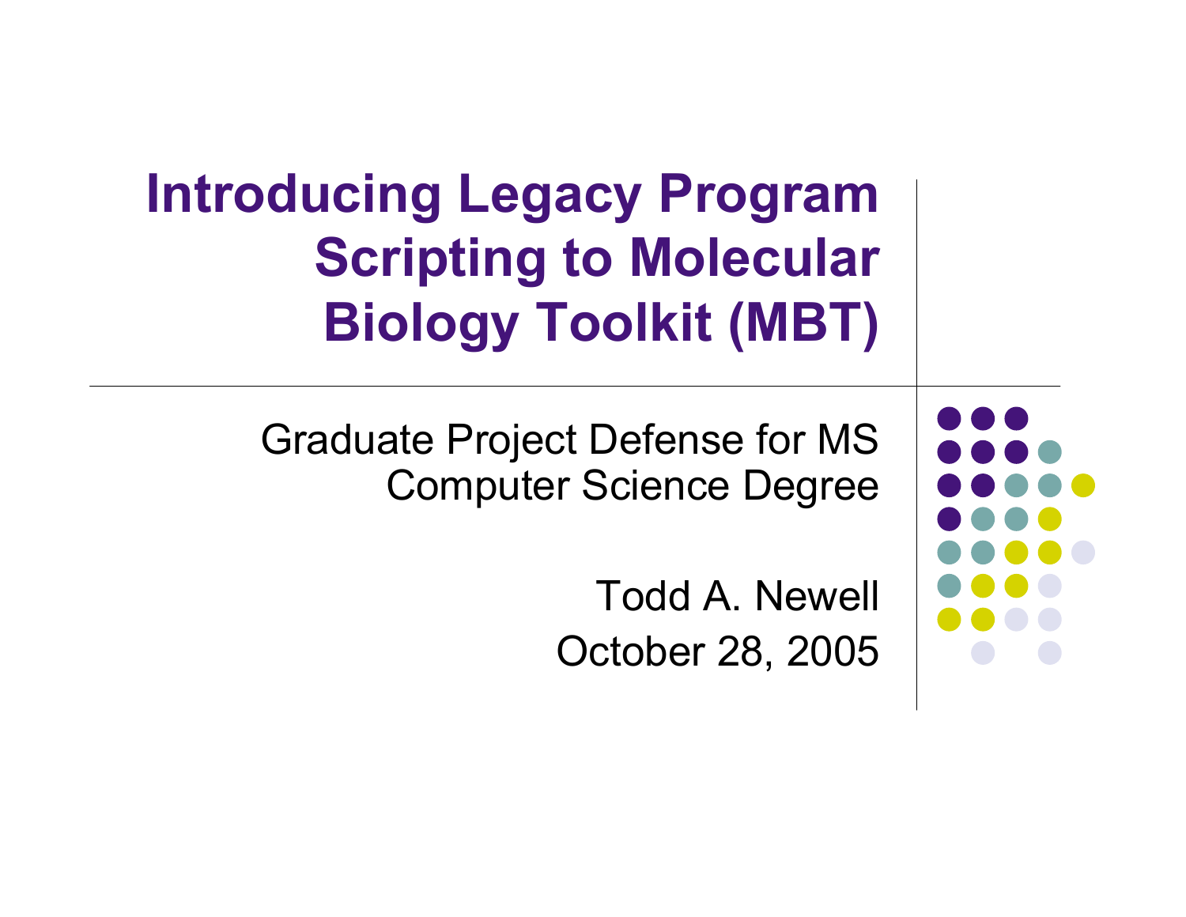# Introducing Legacy Program Scripting to Molecular Biology Toolkit (MBT)

Graduate Project Defense for MS Computer Science Degree

Todd A. Newell
October 28, 2005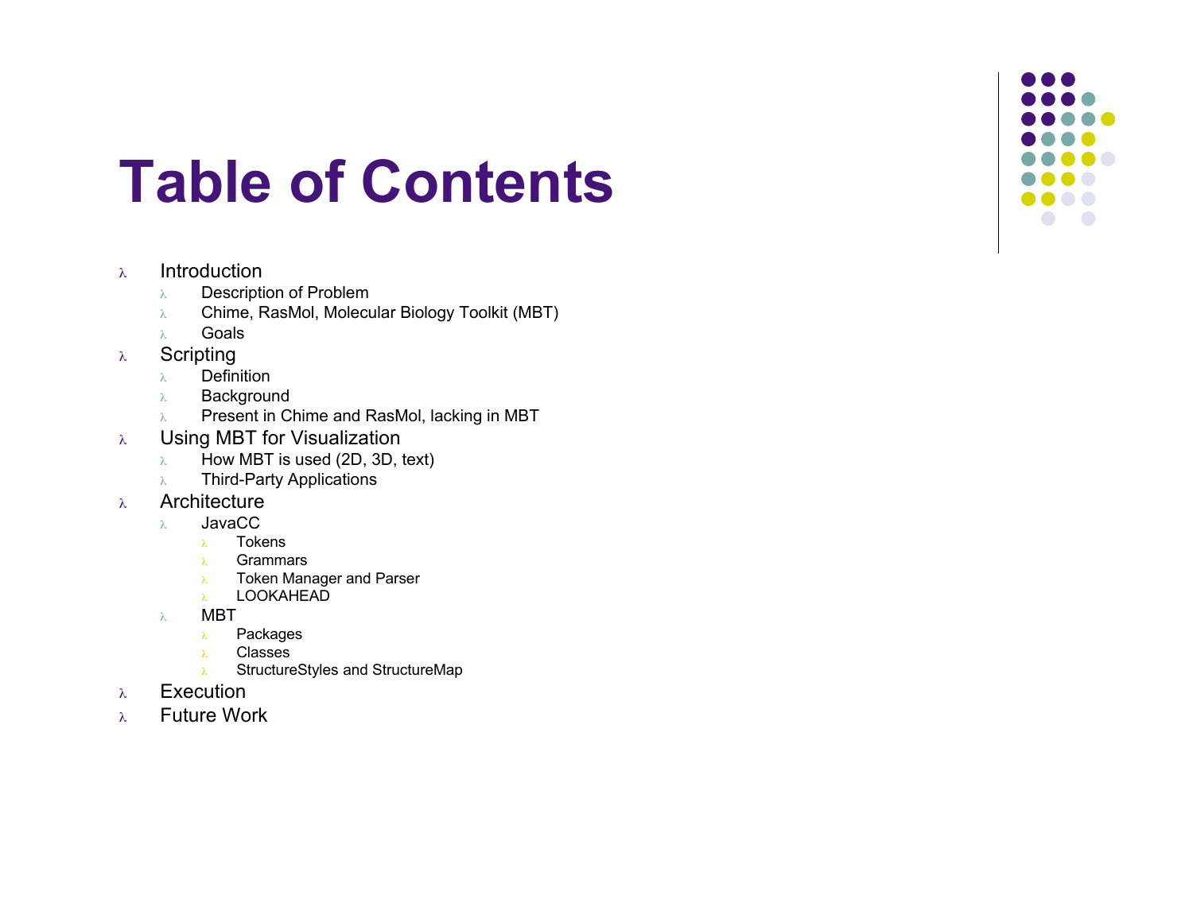# Table of Contents

- Introduction
  - Description of Problem
  - Chime, RasMol, Molecular Biology Toolkit (MBT)
  - Goals
- Scripting
  - Definition
  - Background
  - Present in Chime and RasMol, lacking in MBT
- Using MBT for Visualization
  - How MBT is used (2D, 3D, text)
  - Third-Party Applications
- Architecture
  - JavaCC
    - Tokens
    - Grammars
    - Token Manager and Parser
    - LOOKAHEAD
  - MBT
    - Packages
    - Classes
    - StructureStyles and StructureMap
- Execution
- Future Work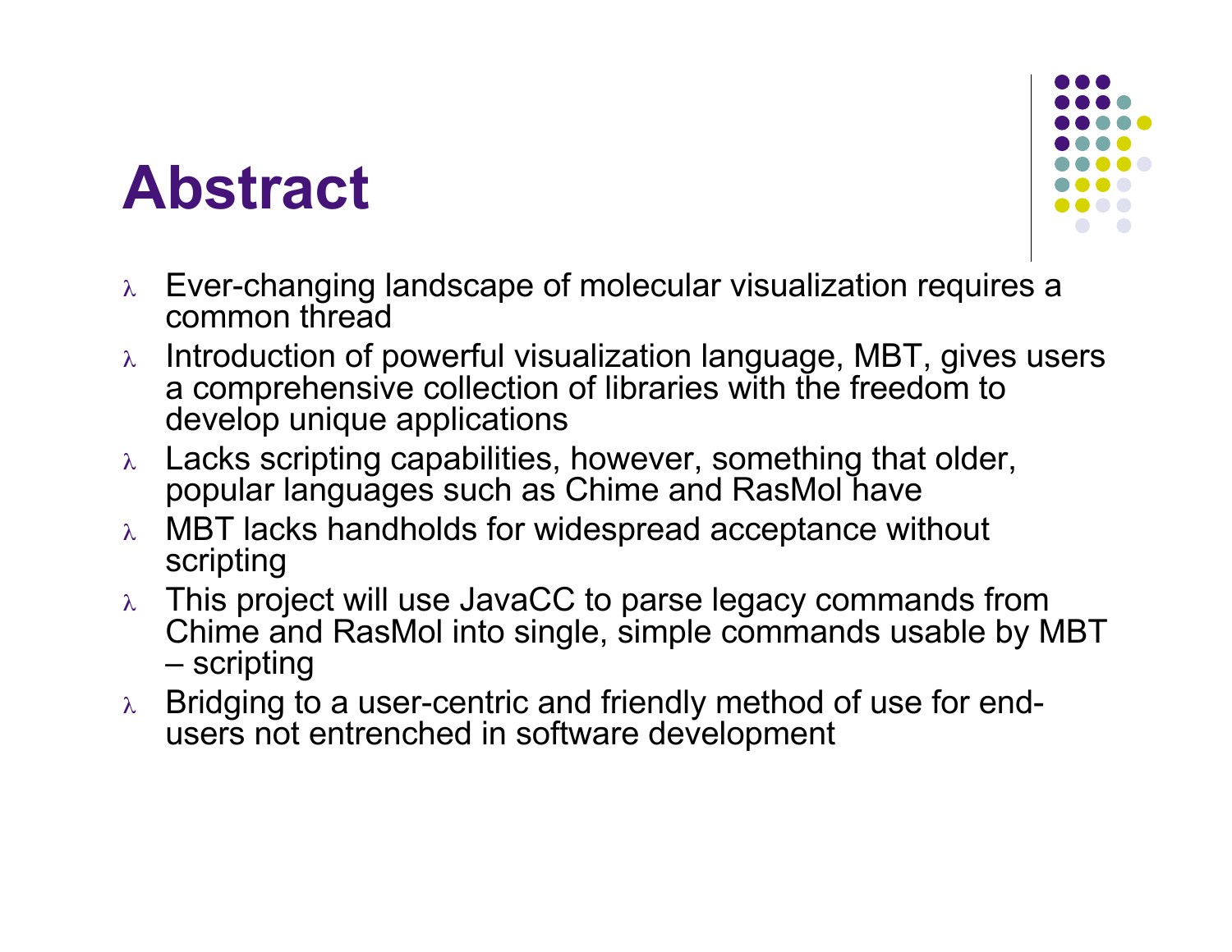# Abstract

- Ever-changing landscape of molecular visualization requires a common thread
- Introduction of powerful visualization language, MBT, gives users a comprehensive collection of libraries with the freedom to develop unique applications
- Lacks scripting capabilities, however, something that older, popular languages such as Chime and RasMol have
- MBT lacks handholds for widespread acceptance without scripting
- This project will use JavaCC to parse legacy commands from Chime and RasMol into single, simple commands usable by MBT – scripting
- Bridging to a user-centric and friendly method of use for end-users not entrenched in software development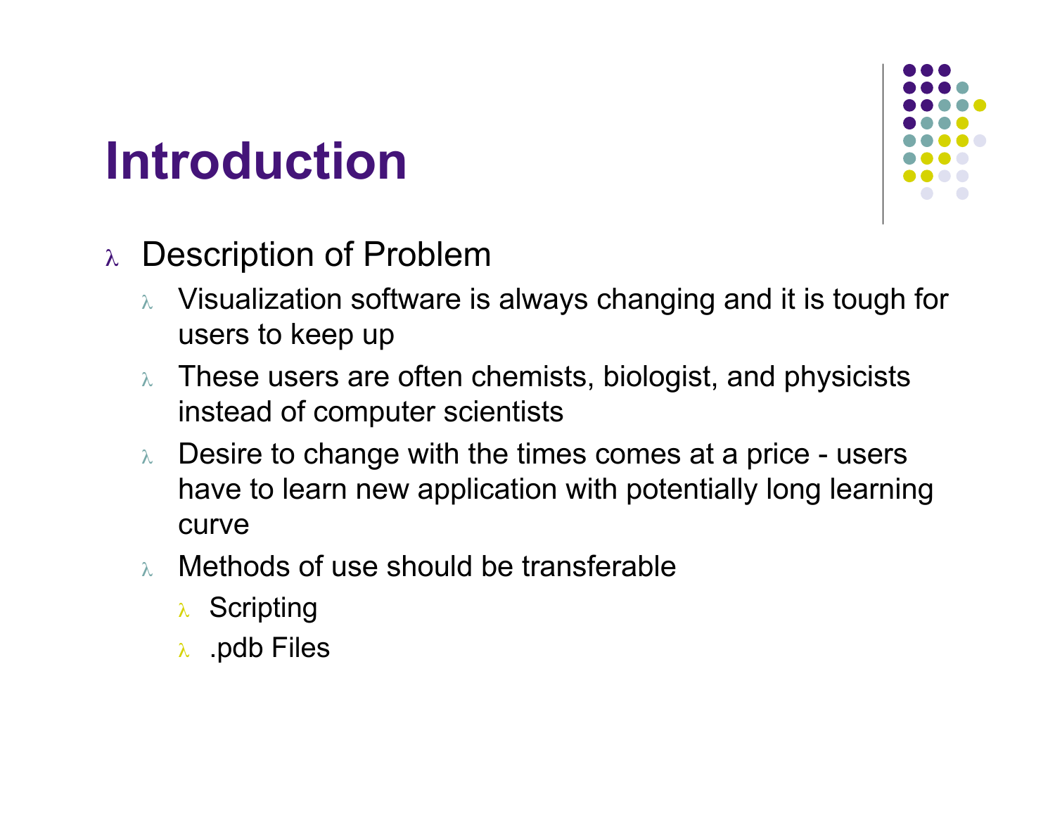# Introduction

- Description of Problem
  - Visualization software is always changing and it is tough for users to keep up
  - These users are often chemists, biologist, and physicists instead of computer scientists
  - Desire to change with the times comes at a price - users have to learn new application with potentially long learning curve
  - Methods of use should be transferable
    - Scripting
    - .pdb Files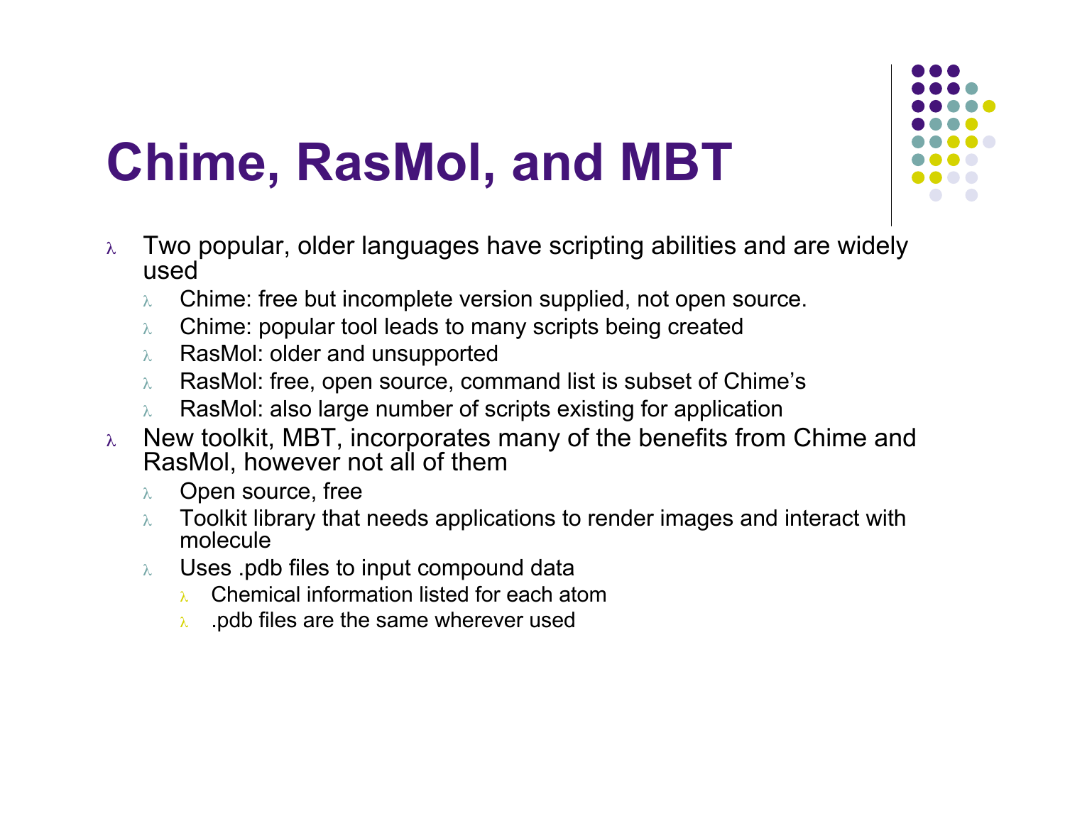# Chime, RasMol, and MBT

- Two popular, older languages have scripting abilities and are widely used
  - Chime: free but incomplete version supplied, not open source.
  - Chime: popular tool leads to many scripts being created
  - RasMol: older and unsupported
  - RasMol: free, open source, command list is subset of Chime's
  - RasMol: also large number of scripts existing for application
- New toolkit, MBT, incorporates many of the benefits from Chime and RasMol, however not all of them
  - Open source, free
  - Toolkit library that needs applications to render images and interact with molecule
  - Uses .pdb files to input compound data
    - Chemical information listed for each atom
    - .pdb files are the same wherever used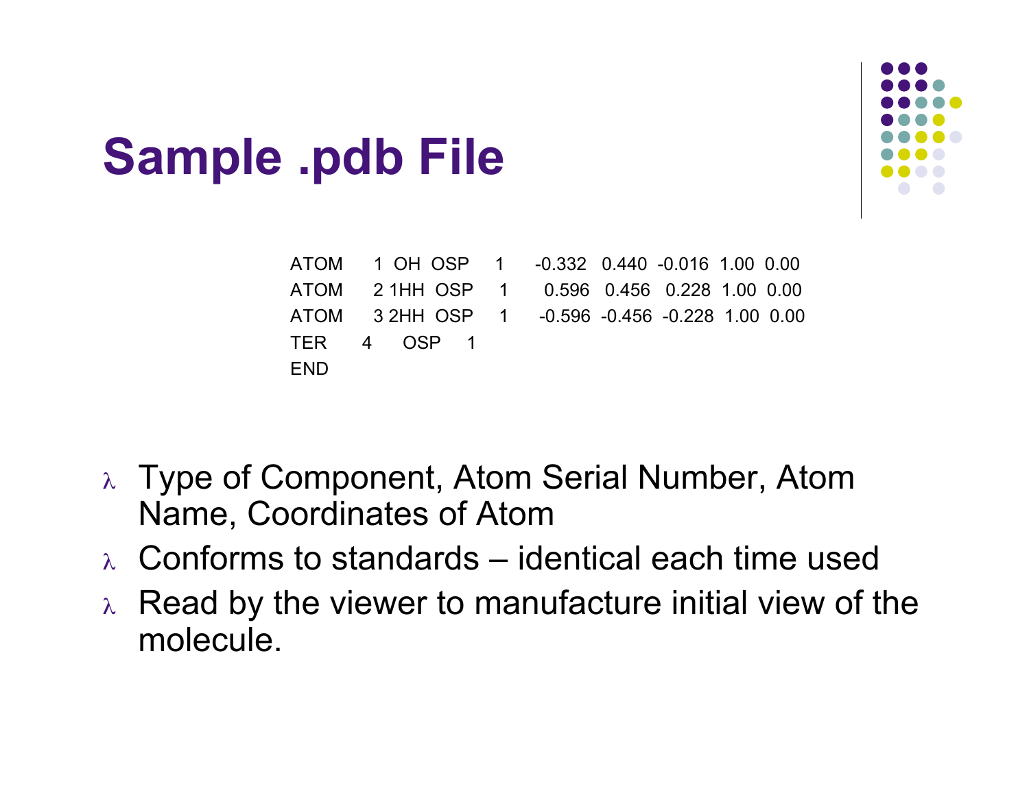# Sample .pdb File

```
ATOM      1  OH  OSP     1      -0.332   0.440  -0.016  1.00  0.00
ATOM      2 1HH  OSP     1       0.596   0.456   0.228  1.00  0.00
ATOM      3 2HH  OSP     1      -0.596  -0.456  -0.228  1.00  0.00
TER       4      OSP     1
END
```

- Type of Component, Atom Serial Number, Atom Name, Coordinates of Atom
- Conforms to standards – identical each time used
- Read by the viewer to manufacture initial view of the molecule.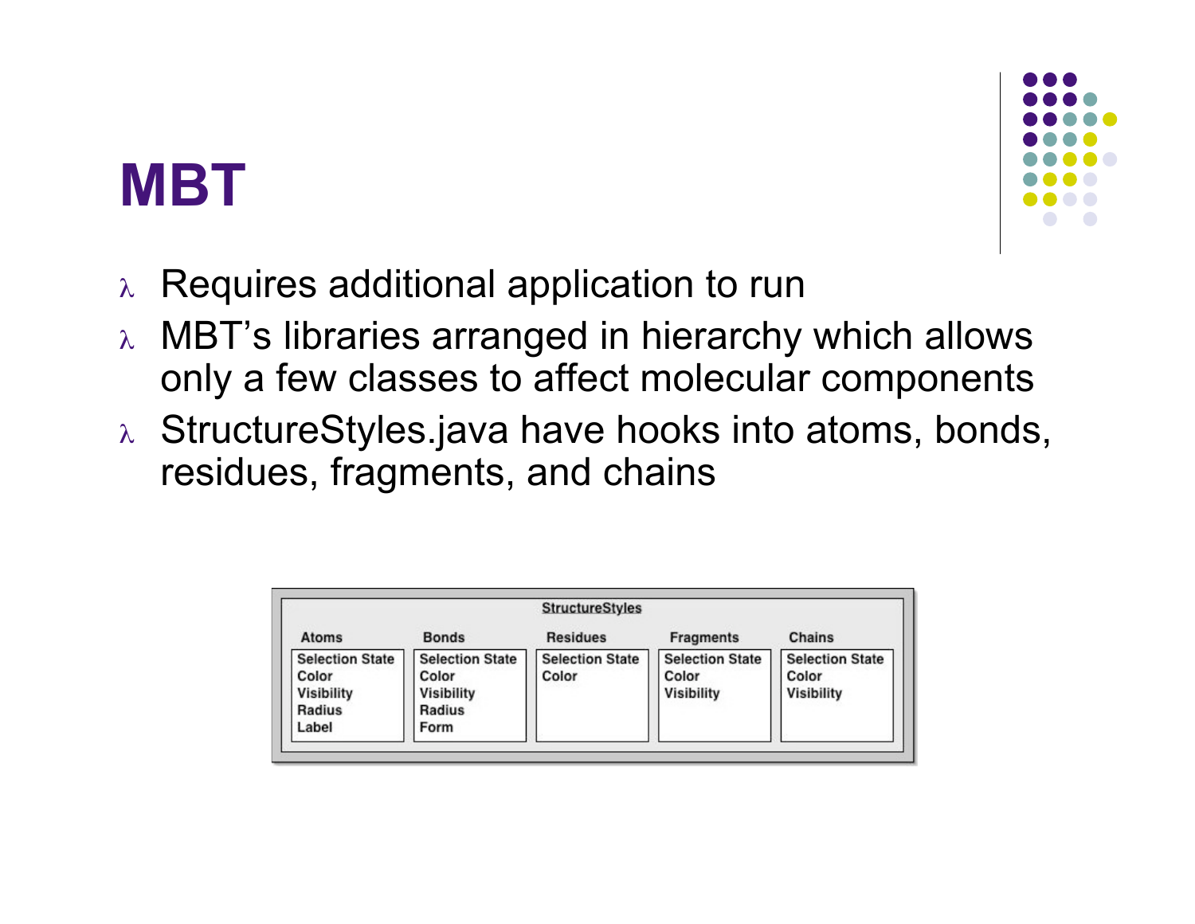# MBT

- Requires additional application to run
- MBT's libraries arranged in hierarchy which allows only a few classes to affect molecular components
- StructureStyles.java have hooks into atoms, bonds, residues, fragments, and chains

**StructureStyles**

| Atoms | Bonds | Residues | Fragments | Chains |
|---|---|---|---|---|
| Selection State | Selection State | Selection State | Selection State | Selection State |
| Color | Color | Color | Color | Color |
| Visibility | Visibility | | Visibility | Visibility |
| Radius | Radius | | | |
| Label | Form | | | |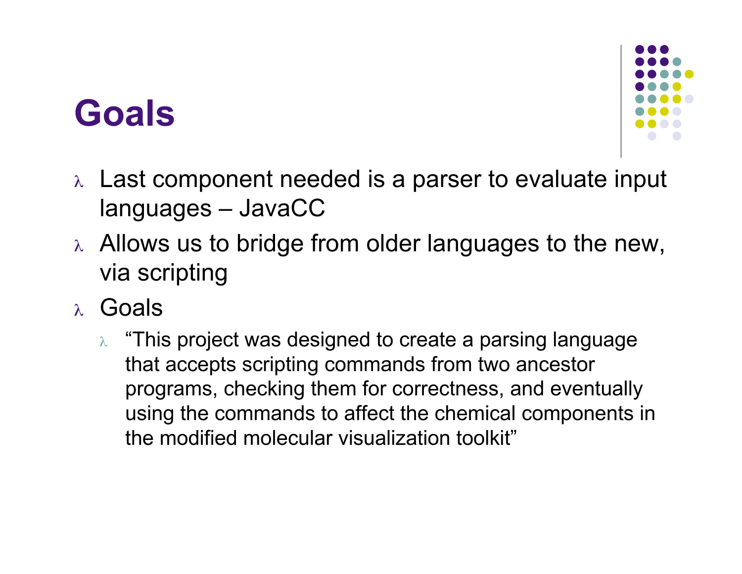# Goals

- Last component needed is a parser to evaluate input languages – JavaCC
- Allows us to bridge from older languages to the new, via scripting
- Goals
  - "This project was designed to create a parsing language that accepts scripting commands from two ancestor programs, checking them for correctness, and eventually using the commands to affect the chemical components in the modified molecular visualization toolkit"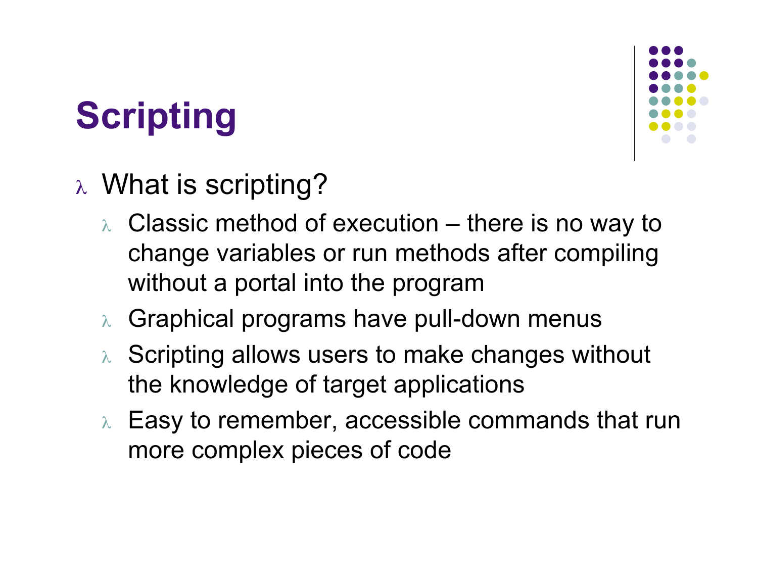# Scripting

- What is scripting?
  - Classic method of execution – there is no way to change variables or run methods after compiling without a portal into the program
  - Graphical programs have pull-down menus
  - Scripting allows users to make changes without the knowledge of target applications
  - Easy to remember, accessible commands that run more complex pieces of code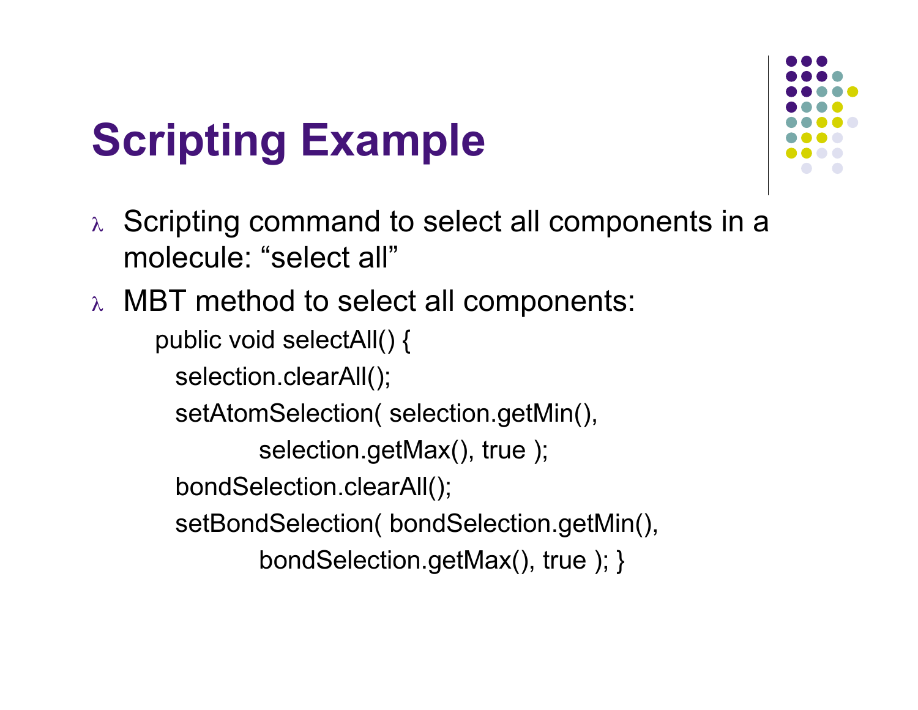# Scripting Example

- Scripting command to select all components in a molecule: “select all”
- MBT method to select all components:

```
public void selectAll() {
  selection.clearAll();
  setAtomSelection( selection.getMin(),
          selection.getMax(), true );
  bondSelection.clearAll();
  setBondSelection( bondSelection.getMin(),
          bondSelection.getMax(), true ); }
```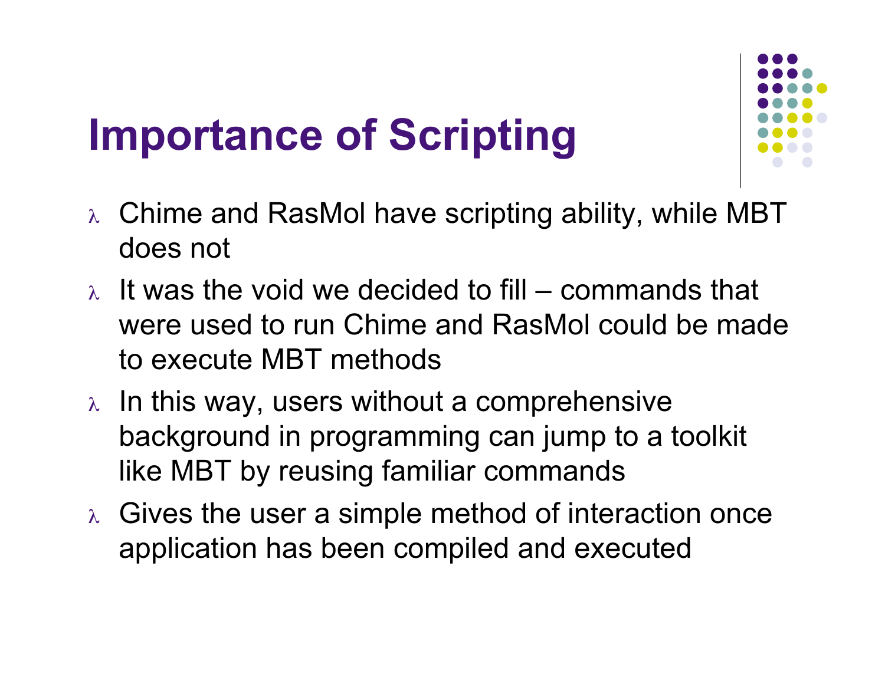# Importance of Scripting

- Chime and RasMol have scripting ability, while MBT does not
- It was the void we decided to fill – commands that were used to run Chime and RasMol could be made to execute MBT methods
- In this way, users without a comprehensive background in programming can jump to a toolkit like MBT by reusing familiar commands
- Gives the user a simple method of interaction once application has been compiled and executed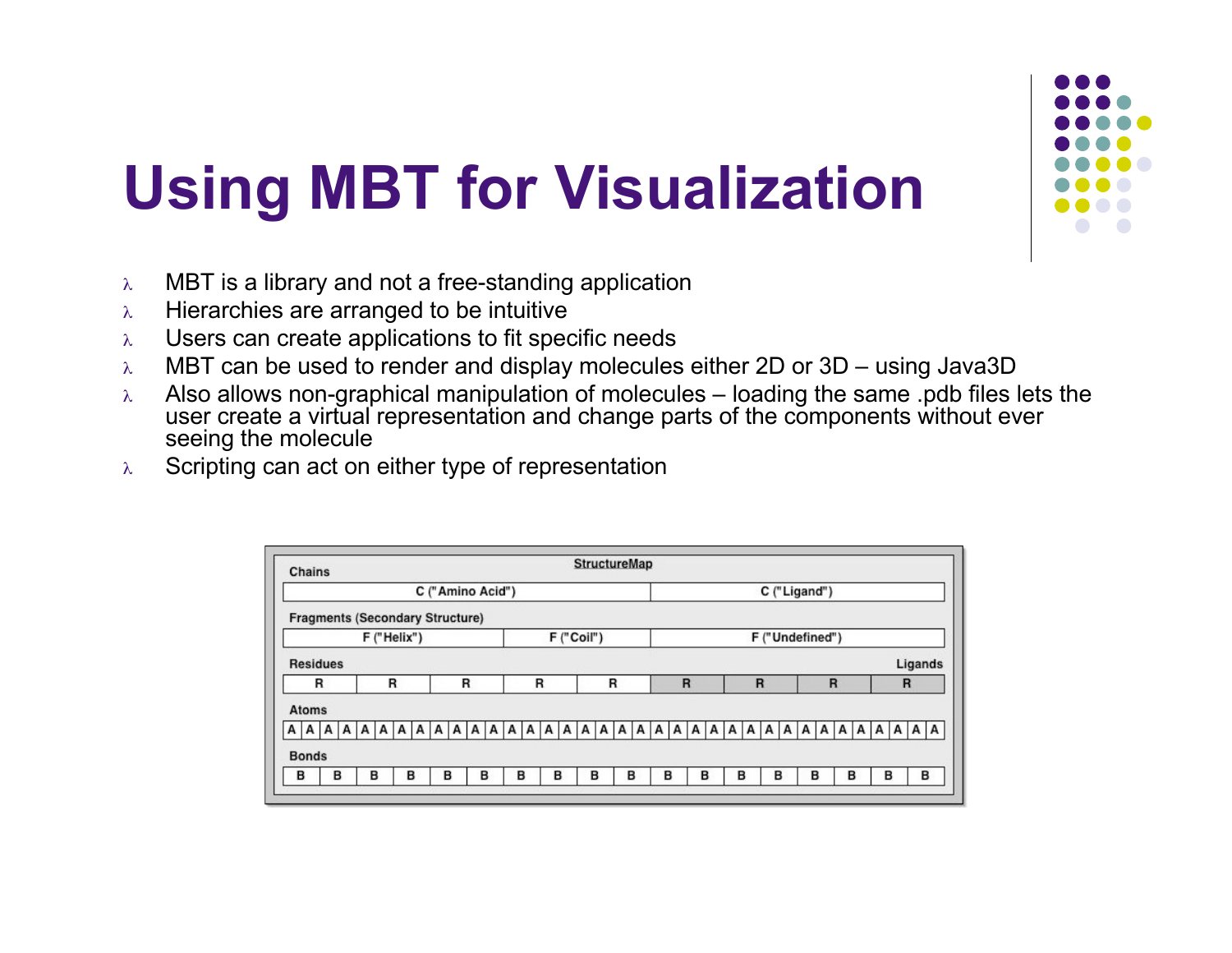# Using MBT for Visualization

- MBT is a library and not a free-standing application
- Hierarchies are arranged to be intuitive
- Users can create applications to fit specific needs
- MBT can be used to render and display molecules either 2D or 3D – using Java3D
- Also allows non-graphical manipulation of molecules – loading the same .pdb files lets the user create a virtual representation and change parts of the components without ever seeing the molecule
- Scripting can act on either type of representation

**StructureMap**

**Chains**

| C ("Amino Acid") | C ("Ligand") |
|---|---|

**Fragments (Secondary Structure)**

| F ("Helix") | F ("Coil") | F ("Undefined") |
|---|---|---|

**Residues** / **Ligands**

| R | R | R | R | R | R | R | R | R |
|---|---|---|---|---|---|---|---|---|

**Atoms**

| A | A | A | A | A | A | A | A | A | A | A | A | A | A | A | A | A | A | A | A | A | A | A | A | A | A | A | A | A | A | A | A | A | A | A | A |
|---|---|---|---|---|---|---|---|---|---|---|---|---|---|---|---|---|---|---|---|---|---|---|---|---|---|---|---|---|---|---|---|---|---|---|---|

**Bonds**

| B | B | B | B | B | B | B | B | B | B | B | B | B | B | B | B | B | B |
|---|---|---|---|---|---|---|---|---|---|---|---|---|---|---|---|---|---|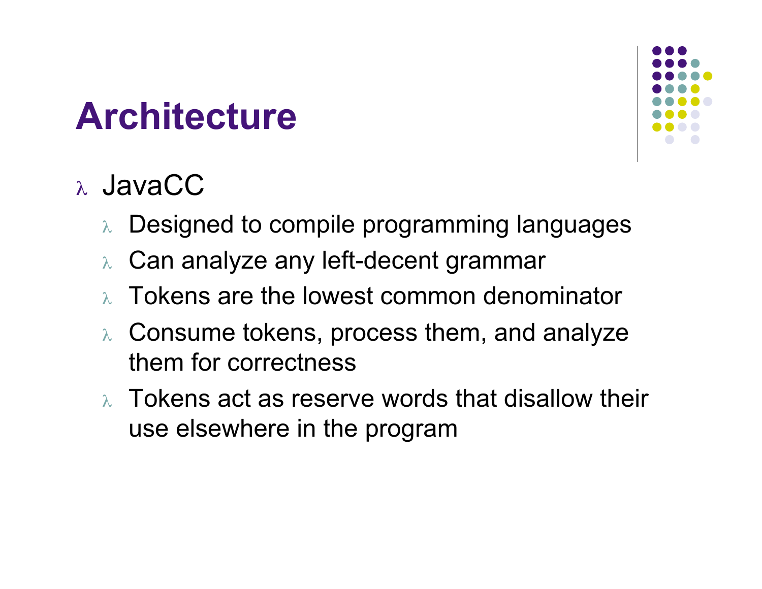# Architecture

- JavaCC
  - Designed to compile programming languages
  - Can analyze any left-decent grammar
  - Tokens are the lowest common denominator
  - Consume tokens, process them, and analyze them for correctness
  - Tokens act as reserve words that disallow their use elsewhere in the program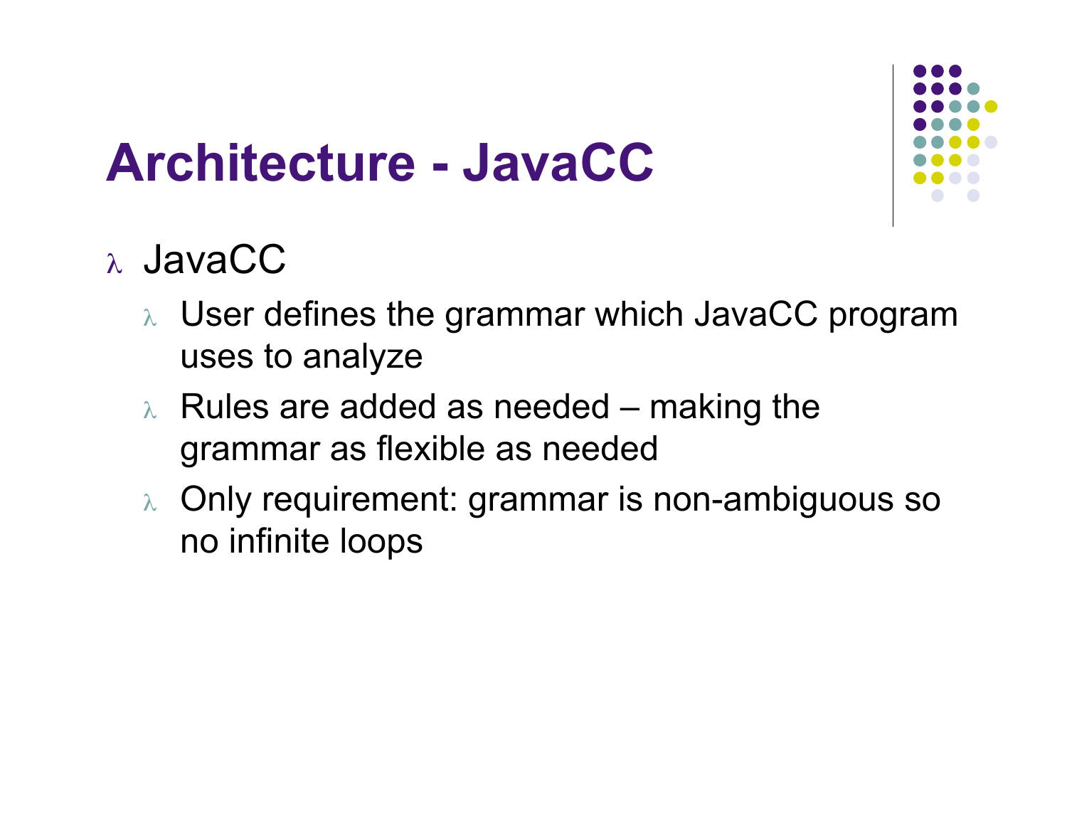# Architecture - JavaCC

- JavaCC
  - User defines the grammar which JavaCC program uses to analyze
  - Rules are added as needed – making the grammar as flexible as needed
  - Only requirement: grammar is non-ambiguous so no infinite loops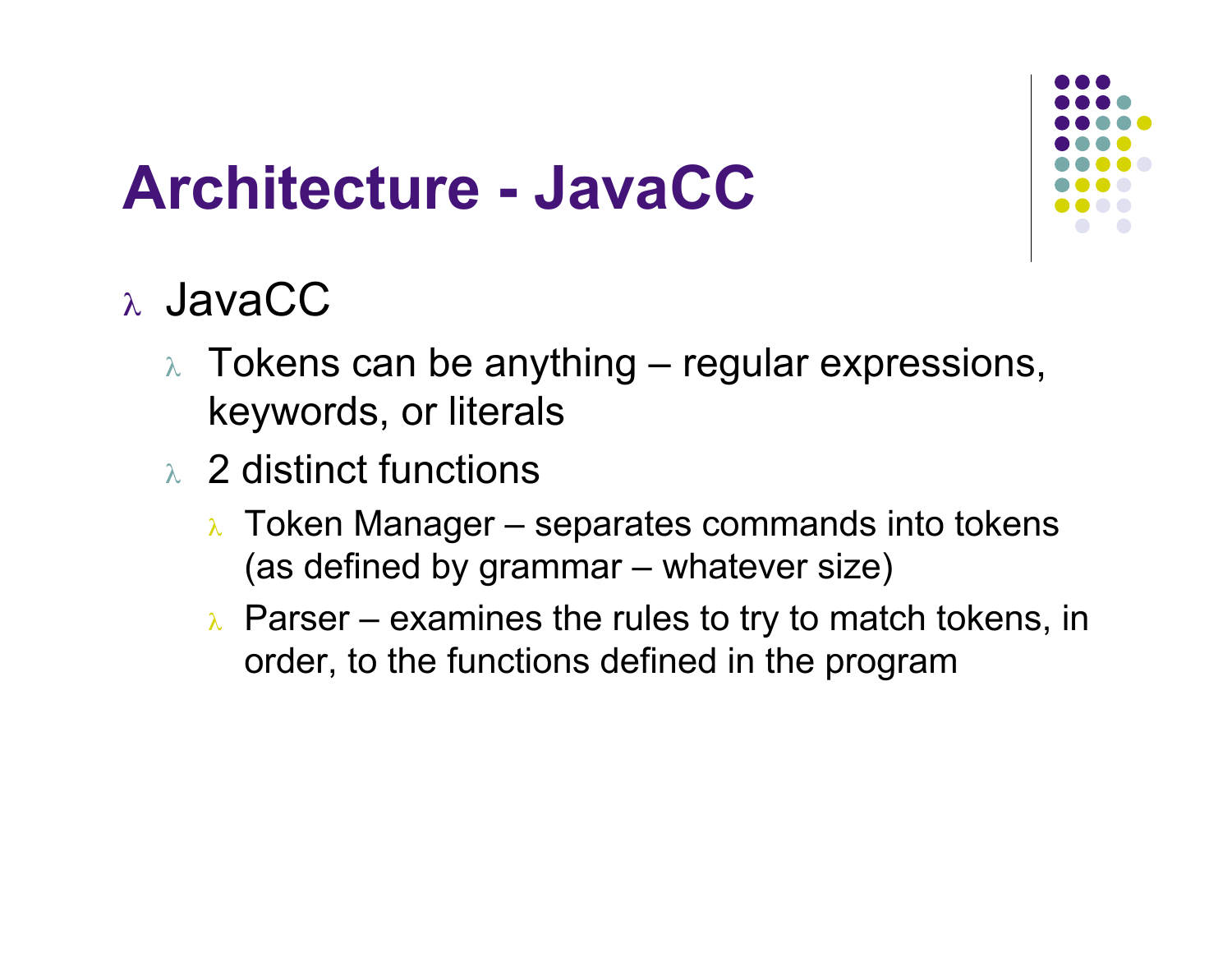# Architecture - JavaCC

- JavaCC
  - Tokens can be anything – regular expressions, keywords, or literals
  - 2 distinct functions
    - Token Manager – separates commands into tokens (as defined by grammar – whatever size)
    - Parser – examines the rules to try to match tokens, in order, to the functions defined in the program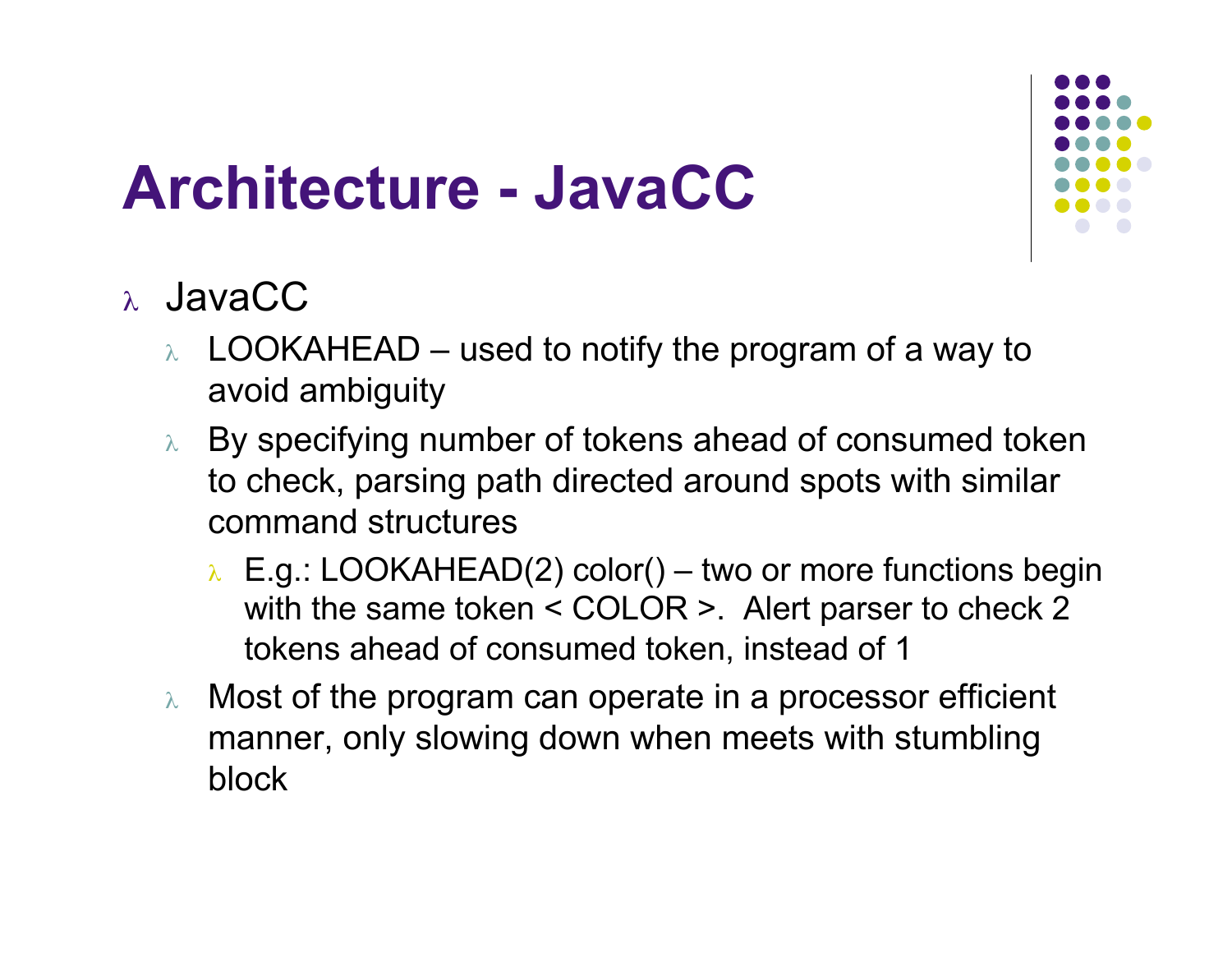# Architecture - JavaCC

- JavaCC
  - LOOKAHEAD – used to notify the program of a way to avoid ambiguity
  - By specifying number of tokens ahead of consumed token to check, parsing path directed around spots with similar command structures
    - E.g.: LOOKAHEAD(2) color() – two or more functions begin with the same token < COLOR >.  Alert parser to check 2 tokens ahead of consumed token, instead of 1
  - Most of the program can operate in a processor efficient manner, only slowing down when meets with stumbling block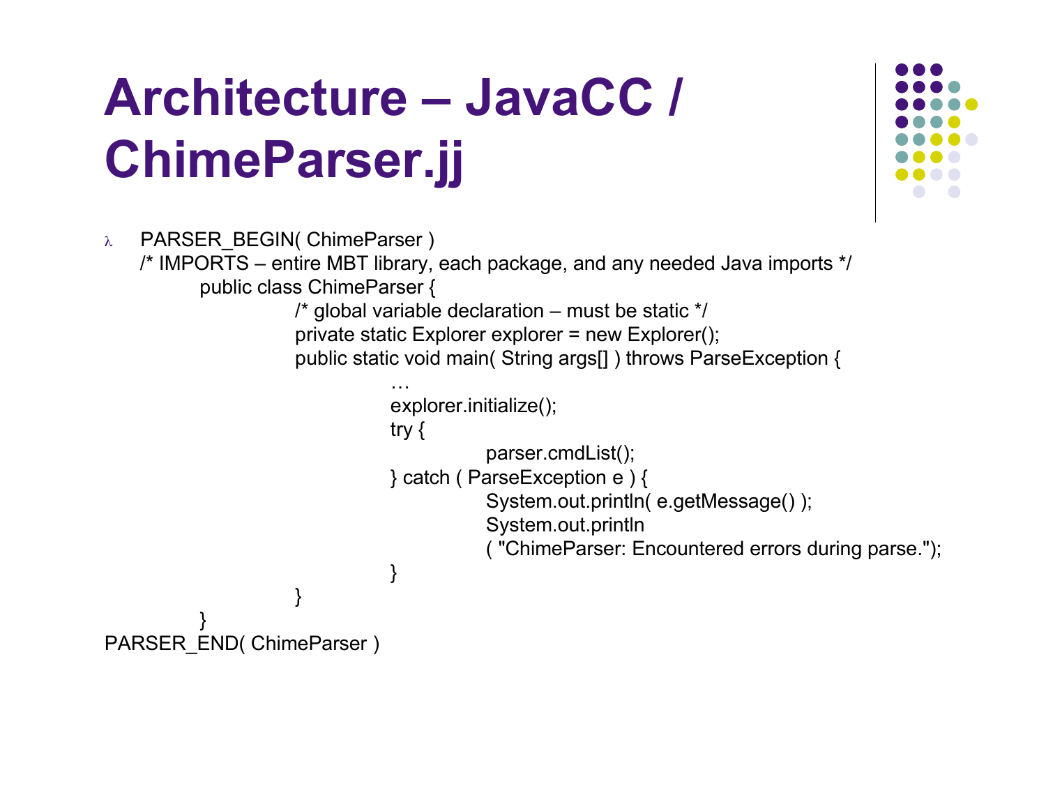# Architecture – JavaCC / ChimeParser.jj

- PARSER_BEGIN( ChimeParser )

```
/* IMPORTS – entire MBT library, each package, and any needed Java imports */
        public class ChimeParser {
                /* global variable declaration – must be static */
                private static Explorer explorer = new Explorer();
                public static void main( String args[] ) throws ParseException {
                        …
                        explorer.initialize();
                        try {
                                parser.cmdList();
                        } catch ( ParseException e ) {
                                System.out.println( e.getMessage() );
                                System.out.println
                                ( "ChimeParser: Encountered errors during parse.");
                        }
                }
        }
PARSER_END( ChimeParser )
```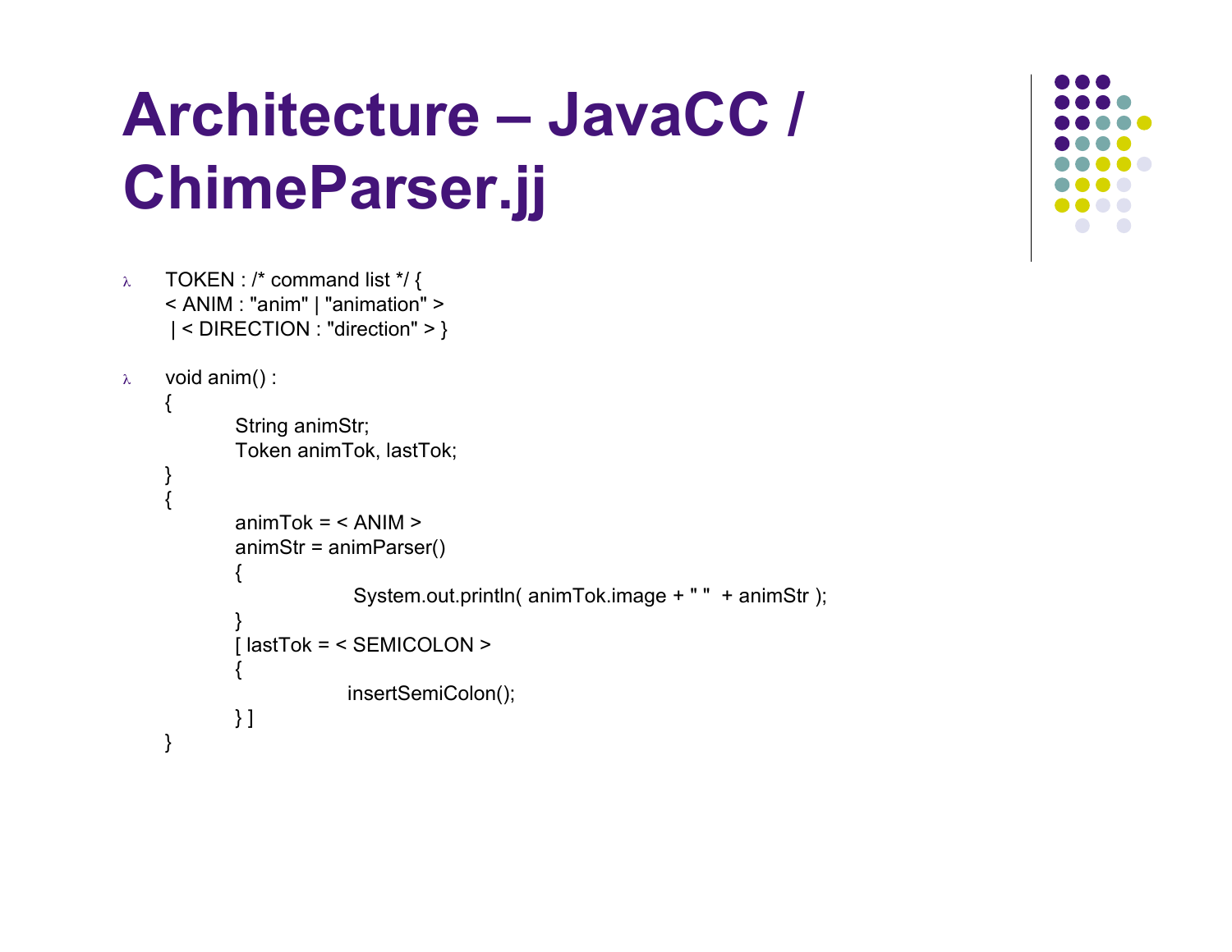# Architecture – JavaCC / ChimeParser.jj

- ```
  TOKEN : /* command list */ {
  < ANIM : "anim" | "animation" >
   | < DIRECTION : "direction" > }
  ```

- ```
  void anim() :
  {
          String animStr;
          Token animTok, lastTok;
  }
  {
          animTok = < ANIM >
          animStr = animParser()
          {
                      System.out.println( animTok.image + " "  + animStr );
          }
          [ lastTok = < SEMICOLON >
          {
                      insertSemiColon();
          } ]
  }
  ```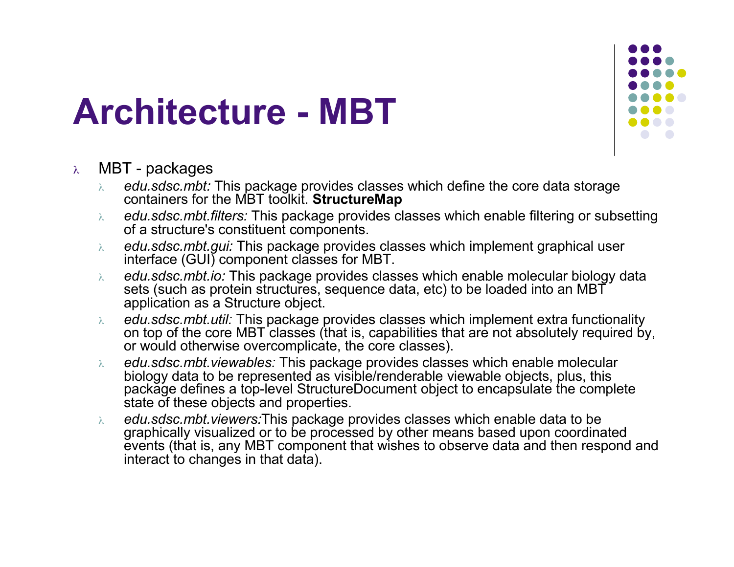# Architecture - MBT

- MBT - packages
  - *edu.sdsc.mbt:* This package provides classes which define the core data storage containers for the MBT toolkit. **StructureMap**
  - *edu.sdsc.mbt.filters:* This package provides classes which enable filtering or subsetting of a structure's constituent components.
  - *edu.sdsc.mbt.gui:* This package provides classes which implement graphical user interface (GUI) component classes for MBT.
  - *edu.sdsc.mbt.io:* This package provides classes which enable molecular biology data sets (such as protein structures, sequence data, etc) to be loaded into an MBT application as a Structure object.
  - *edu.sdsc.mbt.util:* This package provides classes which implement extra functionality on top of the core MBT classes (that is, capabilities that are not absolutely required by, or would otherwise overcomplicate, the core classes).
  - *edu.sdsc.mbt.viewables:* This package provides classes which enable molecular biology data to be represented as visible/renderable viewable objects, plus, this package defines a top-level StructureDocument object to encapsulate the complete state of these objects and properties.
  - *edu.sdsc.mbt.viewers:*This package provides classes which enable data to be graphically visualized or to be processed by other means based upon coordinated events (that is, any MBT component that wishes to observe data and then respond and interact to changes in that data).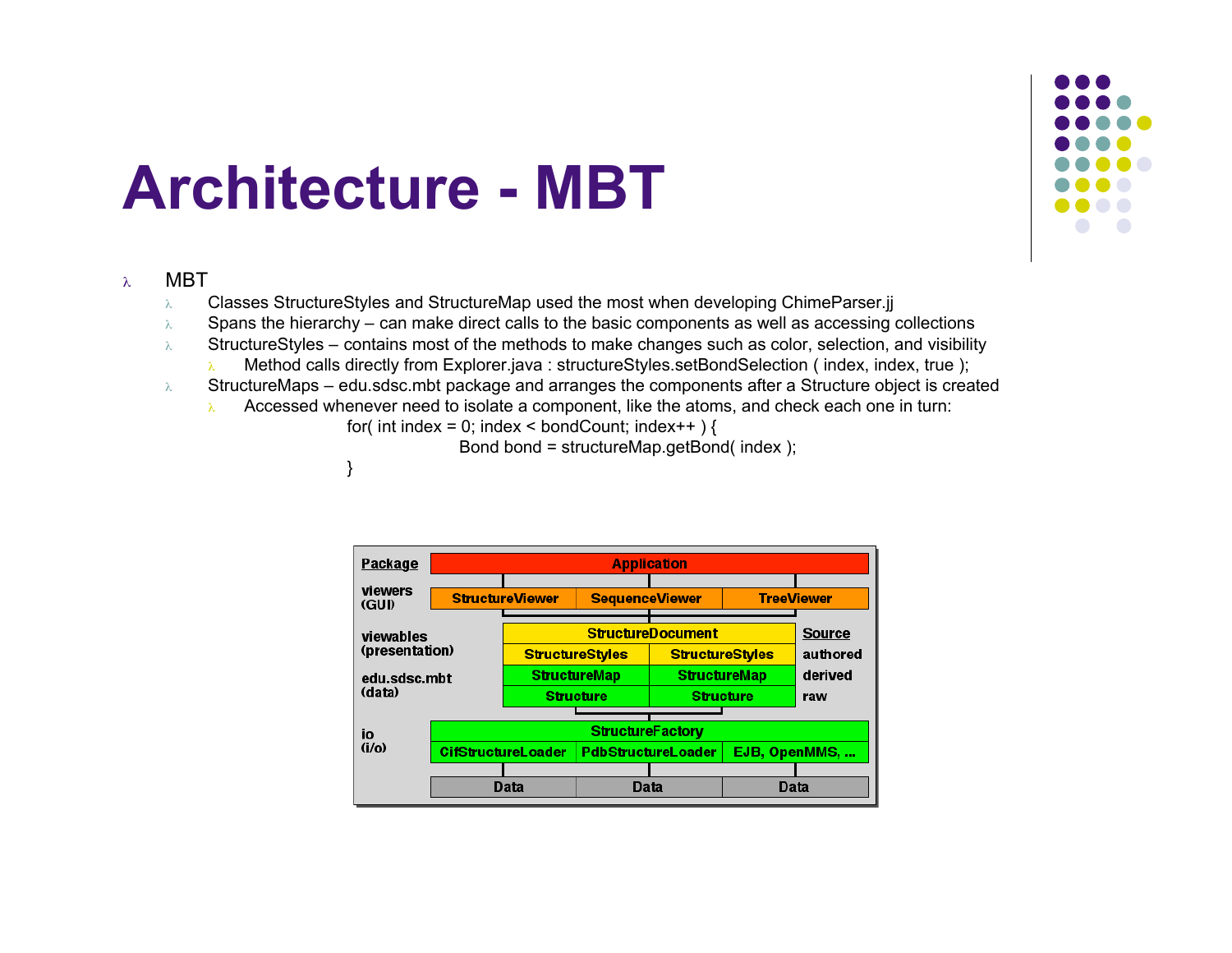# Architecture - MBT

- MBT
  - Classes StructureStyles and StructureMap used the most when developing ChimeParser.jj
  - Spans the hierarchy – can make direct calls to the basic components as well as accessing collections
  - StructureStyles – contains most of the methods to make changes such as color, selection, and visibility
    - Method calls directly from Explorer.java : structureStyles.setBondSelection ( index, index, true );
  - StructureMaps – edu.sdsc.mbt package and arranges the components after a Structure object is created
    - Accessed whenever need to isolate a component, like the atoms, and check each one in turn:

```
for( int index = 0; index < bondCount; index++ ) {
        Bond bond = structureMap.getBond( index );
}
```

| Package | Application | | | |
|---|---|---|---|---|
| viewers (GUI) | StructureViewer | SequenceViewer | TreeViewer | |
| viewables (presentation) | StructureDocument | | | Source |
| | StructureStyles | StructureStyles | | authored |
| edu.sdsc.mbt (data) | StructureMap | StructureMap | | derived |
| | Structure | Structure | | raw |
| io (i/o) | StructureFactory | | | |
| | CifStructureLoader | PdbStructureLoader | EJB, OpenMMS, ... | |
| | Data | Data | Data | |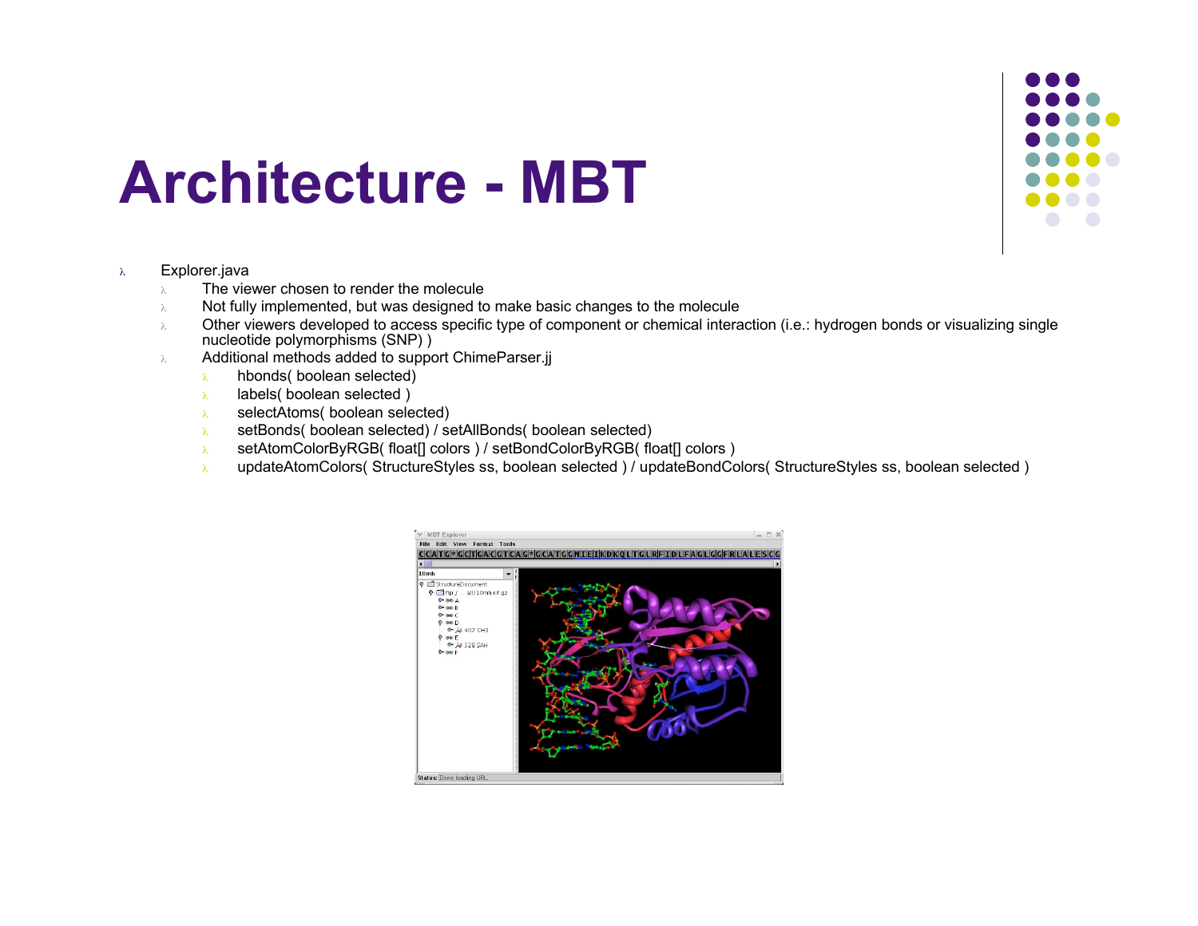# Architecture - MBT

- Explorer.java
  - The viewer chosen to render the molecule
  - Not fully implemented, but was designed to make basic changes to the molecule
  - Other viewers developed to access specific type of component or chemical interaction (i.e.: hydrogen bonds or visualizing single nucleotide polymorphisms (SNP) )
  - Additional methods added to support ChimeParser.jj
    - hbonds( boolean selected)
    - labels( boolean selected )
    - selectAtoms( boolean selected)
    - setBonds( boolean selected) / setAllBonds( boolean selected)
    - setAtomColorByRGB( float[] colors ) / setBondColorByRGB( float[] colors )
    - updateAtomColors( StructureStyles ss, boolean selected ) / updateBondColors( StructureStyles ss, boolean selected )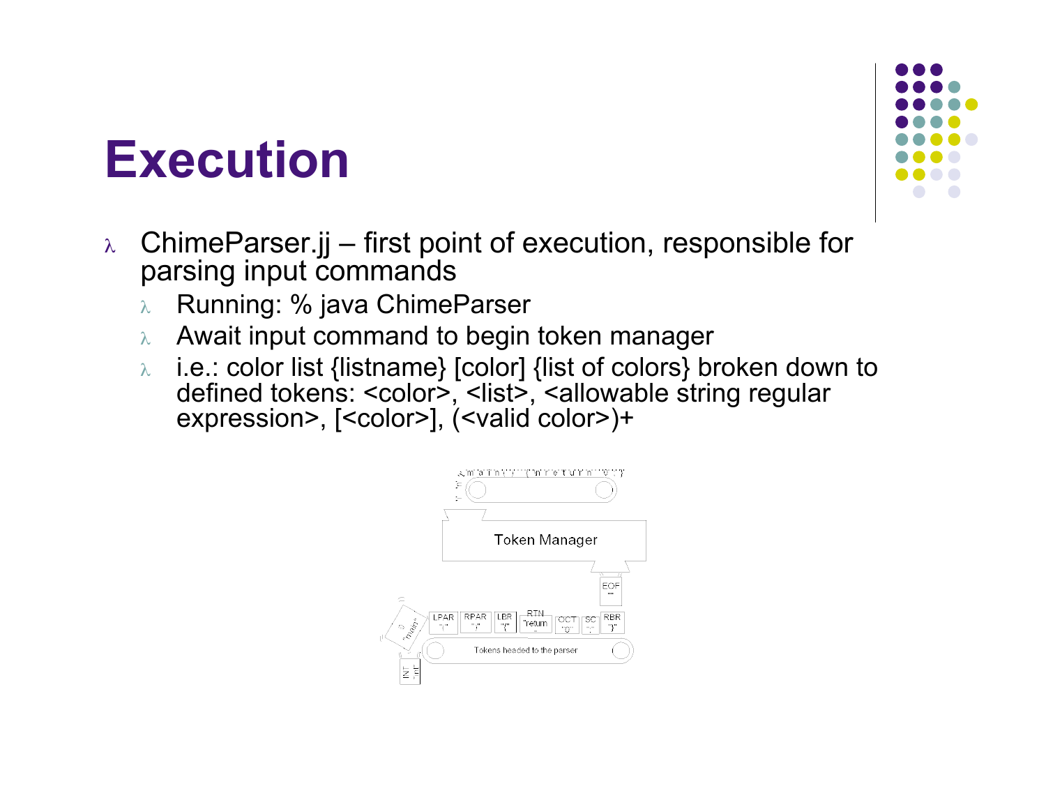# Execution

- ChimeParser.jj – first point of execution, responsible for parsing input commands
  - Running: % java ChimeParser
  - Await input command to begin token manager
  - i.e.: color list {listname} [color] {list of colors} broken down to defined tokens: <color>, <list>, <allowable string regular expression>, [<color>], (<valid color>)+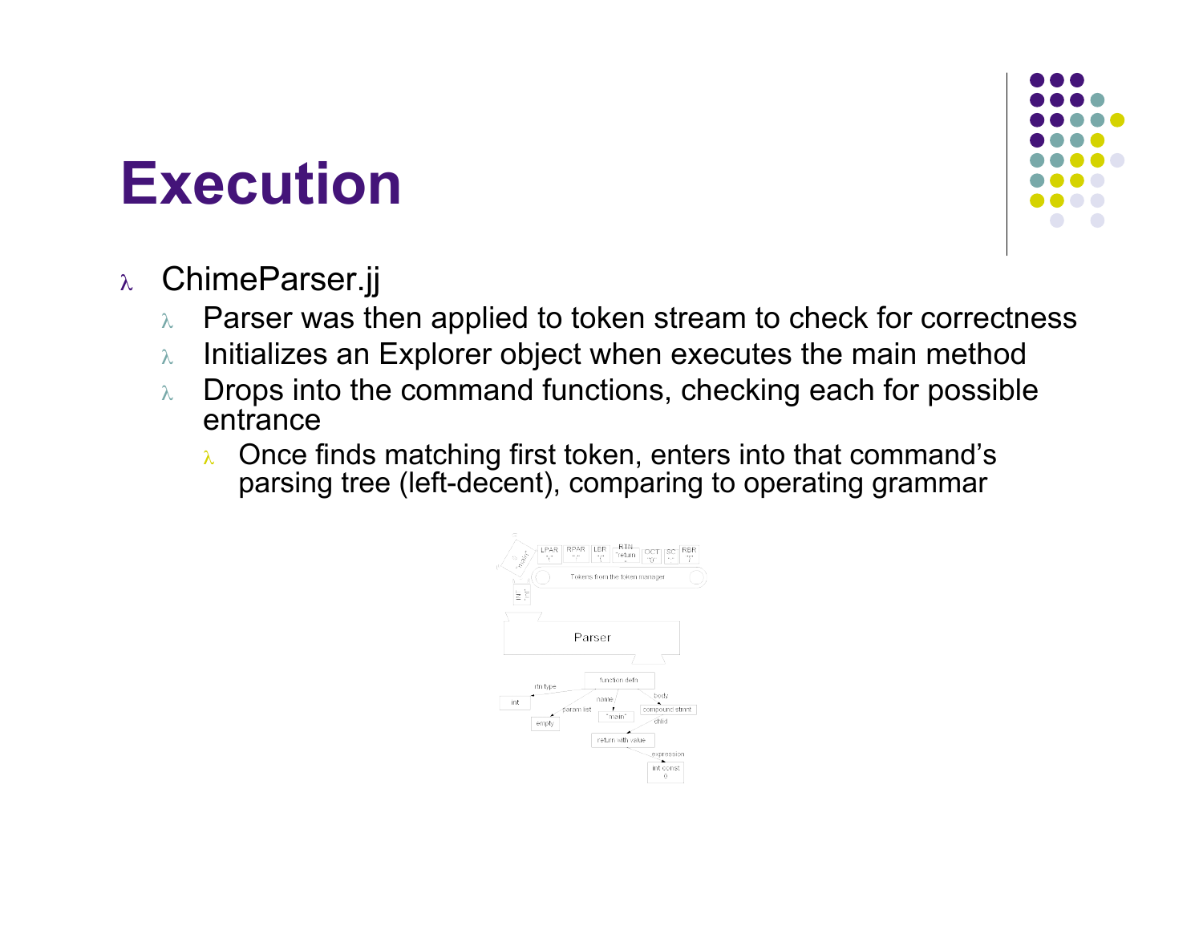# Execution

- ChimeParser.jj
  - Parser was then applied to token stream to check for correctness
  - Initializes an Explorer object when executes the main method
  - Drops into the command functions, checking each for possible entrance
    - Once finds matching first token, enters into that command's parsing tree (left-decent), comparing to operating grammar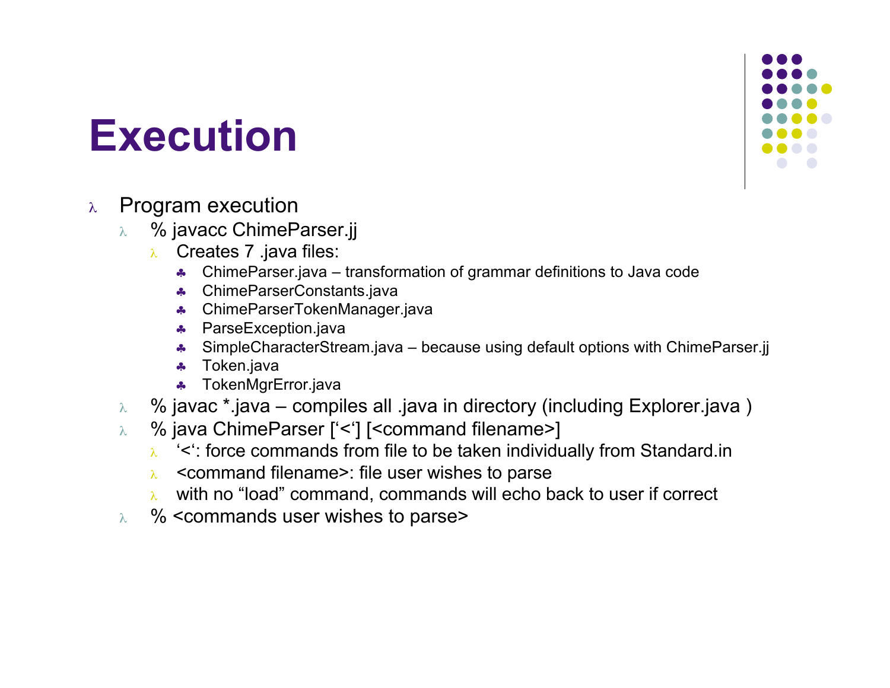# Execution

- Program execution
  - % javacc ChimeParser.jj
    - Creates 7 .java files:
      - ChimeParser.java – transformation of grammar definitions to Java code
      - ChimeParserConstants.java
      - ChimeParserTokenManager.java
      - ParseException.java
      - SimpleCharacterStream.java – because using default options with ChimeParser.jj
      - Token.java
      - TokenMgrError.java
  - % javac *.java – compiles all .java in directory (including Explorer.java )
  - % java ChimeParser [‘<‘] [<command filename>]
    - ‘<‘: force commands from file to be taken individually from Standard.in
    - <command filename>: file user wishes to parse
    - with no “load” command, commands will echo back to user if correct
  - % <commands user wishes to parse>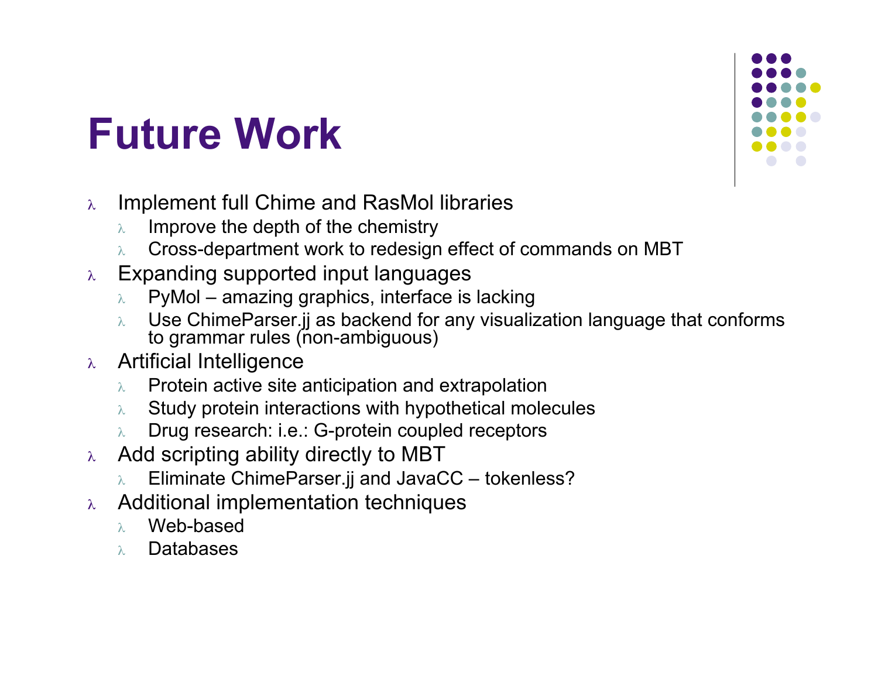# Future Work

- Implement full Chime and RasMol libraries
  - Improve the depth of the chemistry
  - Cross-department work to redesign effect of commands on MBT
- Expanding supported input languages
  - PyMol – amazing graphics, interface is lacking
  - Use ChimeParser.jj as backend for any visualization language that conforms to grammar rules (non-ambiguous)
- Artificial Intelligence
  - Protein active site anticipation and extrapolation
  - Study protein interactions with hypothetical molecules
  - Drug research: i.e.: G-protein coupled receptors
- Add scripting ability directly to MBT
  - Eliminate ChimeParser.jj and JavaCC – tokenless?
- Additional implementation techniques
  - Web-based
  - Databases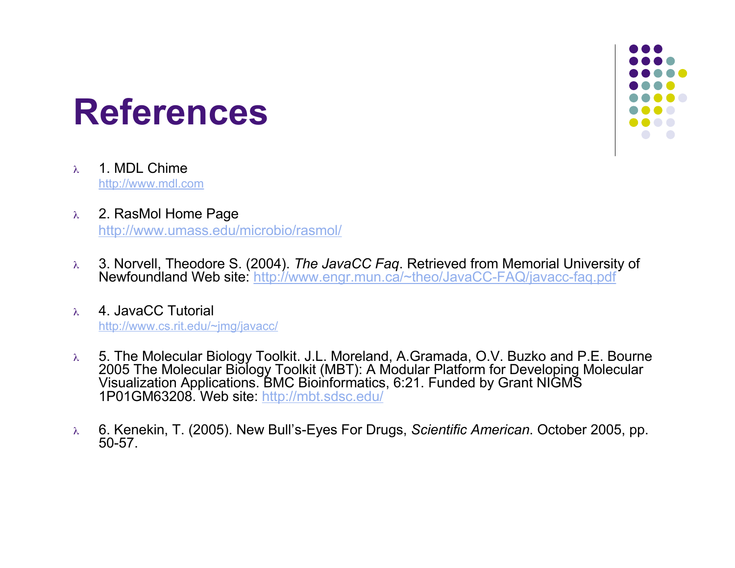# References

- 1. MDL Chime
  http://www.mdl.com

- 2. RasMol Home Page
  http://www.umass.edu/microbio/rasmol/

- 3. Norvell, Theodore S. (2004). *The JavaCC Faq*. Retrieved from Memorial University of Newfoundland Web site: http://www.engr.mun.ca/~theo/JavaCC-FAQ/javacc-faq.pdf

- 4. JavaCC Tutorial
  http://www.cs.rit.edu/~jmg/javacc/

- 5. The Molecular Biology Toolkit. J.L. Moreland, A.Gramada, O.V. Buzko and P.E. Bourne 2005 The Molecular Biology Toolkit (MBT): A Modular Platform for Developing Molecular Visualization Applications. BMC Bioinformatics, 6:21. Funded by Grant NIGMS 1P01GM63208. Web site: http://mbt.sdsc.edu/

- 6. Kenekin, T. (2005). New Bull's-Eyes For Drugs, *Scientific American*. October 2005, pp. 50-57.